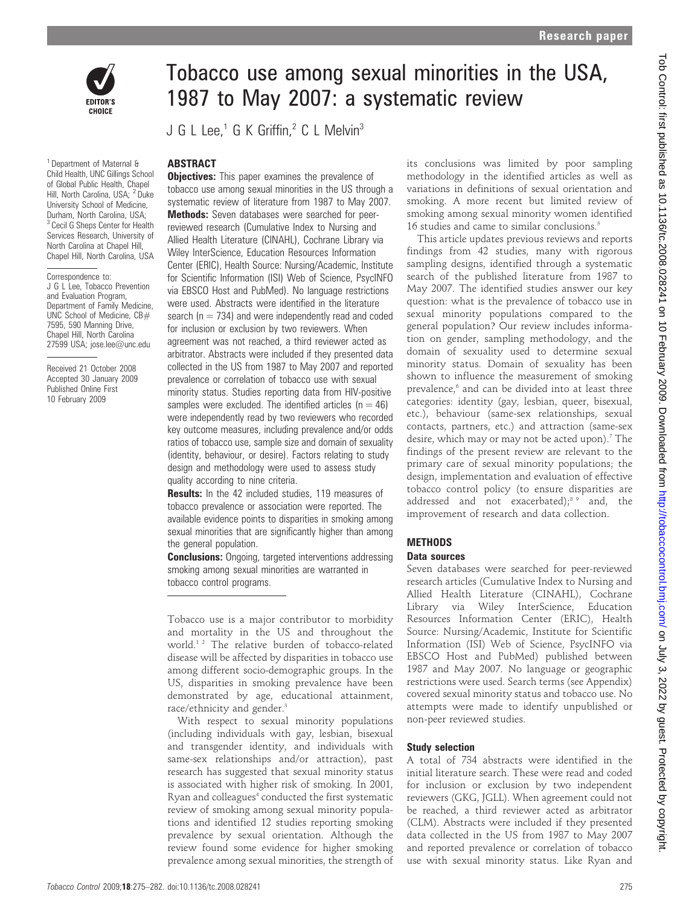# Tobacco use among sexual minorities in the USA, 1987 to May 2007: a systematic review

J G L Lee,[1] G K Griffin,[2] C L Melvin[3]

[1] Department of Maternal & Child Health, UNC Gillings School of Global Public Health, Chapel Hill, North Carolina, USA; [2] Duke University School of Medicine, Durham, North Carolina, USA; [3] Cecil G Sheps Center for Health Services Research, University of North Carolina at Chapel Hill, Chapel Hill, North Carolina, USA

Correspondence to: J G L Lee, Tobacco Prevention and Evaluation Program, Department of Family Medicine, UNC School of Medicine, CB# 7595, 590 Manning Drive, Chapel Hill, North Carolina 27599 USA; jose.lee@unc.edu

Received 21 October 2008
Accepted 30 January 2009
Published Online First 10 February 2009

## ABSTRACT

**Objectives:** This paper examines the prevalence of tobacco use among sexual minorities in the US through a systematic review of literature from 1987 to May 2007.

**Methods:** Seven databases were searched for peer-reviewed research (Cumulative Index to Nursing and Allied Health Literature (CINAHL), Cochrane Library via Wiley InterScience, Education Resources Information Center (ERIC), Health Source: Nursing/Academic, Institute for Scientific Information (ISI) Web of Science, PsycINFO via EBSCO Host and PubMed). No language restrictions were used. Abstracts were identified in the literature search (n = 734) and were independently read and coded for inclusion or exclusion by two reviewers. When agreement was not reached, a third reviewer acted as arbitrator. Abstracts were included if they presented data collected in the US from 1987 to May 2007 and reported prevalence or correlation of tobacco use with sexual minority status. Studies reporting data from HIV-positive samples were excluded. The identified articles (n = 46) were independently read by two reviewers who recorded key outcome measures, including prevalence and/or odds ratios of tobacco use, sample size and domain of sexuality (identity, behaviour, or desire). Factors relating to study design and methodology were used to assess study quality according to nine criteria.

**Results:** In the 42 included studies, 119 measures of tobacco prevalence or association were reported. The available evidence points to disparities in smoking among sexual minorities that are significantly higher than among the general population.

**Conclusions:** Ongoing, targeted interventions addressing smoking among sexual minorities are warranted in tobacco control programs.

Tobacco use is a major contributor to morbidity and mortality in the US and throughout the world.[1 2] The relative burden of tobacco-related disease will be affected by disparities in tobacco use among different socio-demographic groups. In the US, disparities in smoking prevalence have been demonstrated by age, educational attainment, race/ethnicity and gender.[3]

With respect to sexual minority populations (including individuals with gay, lesbian, bisexual and transgender identity, and individuals with same-sex relationships and/or attraction), past research has suggested that sexual minority status is associated with higher risk of smoking. In 2001, Ryan and colleagues[4] conducted the first systematic review of smoking among sexual minority populations and identified 12 studies reporting smoking prevalence by sexual orientation. Although the review found some evidence for higher smoking prevalence among sexual minorities, the strength of its conclusions was limited by poor sampling methodology in the identified articles as well as variations in definitions of sexual orientation and smoking. A more recent but limited review of smoking among sexual minority women identified 16 studies and came to similar conclusions.[5]

This article updates previous reviews and reports findings from 42 studies, many with rigorous sampling designs, identified through a systematic search of the published literature from 1987 to May 2007. The identified studies answer our key question: what is the prevalence of tobacco use in sexual minority populations compared to the general population? Our review includes information on gender, sampling methodology, and the domain of sexuality used to determine sexual minority status. Domain of sexuality has been shown to influence the measurement of smoking prevalence,[6] and can be divided into at least three categories: identity (gay, lesbian, queer, bisexual, etc.), behaviour (same-sex relationships, sexual contacts, partners, etc.) and attraction (same-sex desire, which may or may not be acted upon).[7] The findings of the present review are relevant to the primary care of sexual minority populations; the design, implementation and evaluation of effective tobacco control policy (to ensure disparities are addressed and not exacerbated);[8 9] and, the improvement of research and data collection.

## METHODS

### Data sources

Seven databases were searched for peer-reviewed research articles (Cumulative Index to Nursing and Allied Health Literature (CINAHL), Cochrane Library via Wiley InterScience, Education Resources Information Center (ERIC), Health Source: Nursing/Academic, Institute for Scientific Information (ISI) Web of Science, PsycINFO via EBSCO Host and PubMed) published between 1987 and May 2007. No language or geographic restrictions were used. Search terms (see Appendix) covered sexual minority status and tobacco use. No attempts were made to identify unpublished or non-peer reviewed studies.

### Study selection

A total of 734 abstracts were identified in the initial literature search. These were read and coded for inclusion or exclusion by two independent reviewers (GKG, JGLL). When agreement could not be reached, a third reviewer acted as arbitrator (CLM). Abstracts were included if they presented data collected in the US from 1987 to May 2007 and reported prevalence or correlation of tobacco use with sexual minority status. Like Ryan and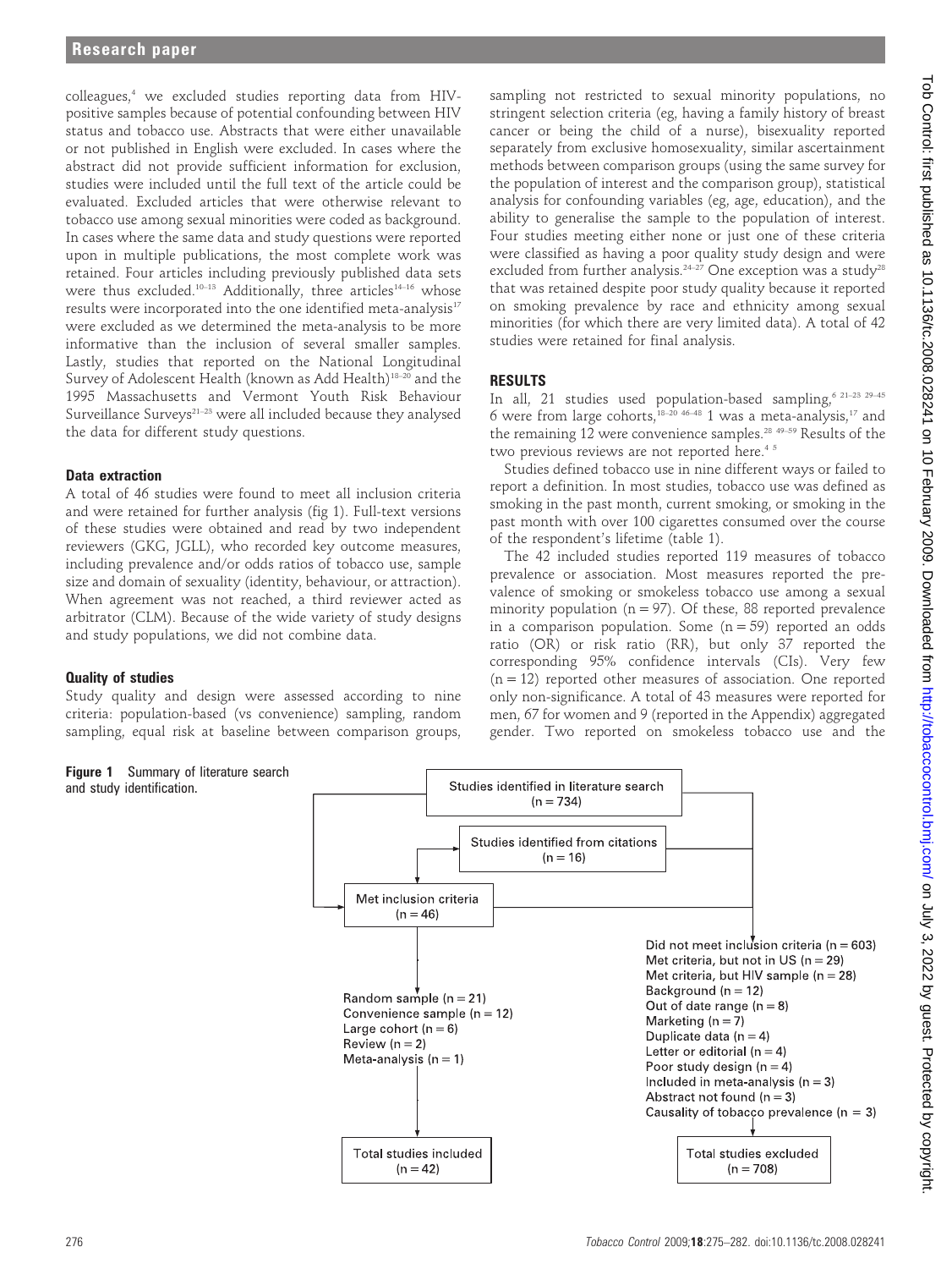colleagues,[4] we excluded studies reporting data from HIV-positive samples because of potential confounding between HIV status and tobacco use. Abstracts that were either unavailable or not published in English were excluded. In cases where the abstract did not provide sufficient information for exclusion, studies were included until the full text of the article could be evaluated. Excluded articles that were otherwise relevant to tobacco use among sexual minorities were coded as background. In cases where the same data and study questions were reported upon in multiple publications, the most complete work was retained. Four articles including previously published data sets were thus excluded.[10–13] Additionally, three articles[14–16] whose results were incorporated into the one identified meta-analysis[17] were excluded as we determined the meta-analysis to be more informative than the inclusion of several smaller samples. Lastly, studies that reported on the National Longitudinal Survey of Adolescent Health (known as Add Health)[18–20] and the 1995 Massachusetts and Vermont Youth Risk Behaviour Surveillance Surveys[21–23] were all included because they analysed the data for different study questions.

### Data extraction

A total of 46 studies were found to meet all inclusion criteria and were retained for further analysis (fig 1). Full-text versions of these studies were obtained and read by two independent reviewers (GKG, JGLL), who recorded key outcome measures, including prevalence and/or odds ratios of tobacco use, sample size and domain of sexuality (identity, behaviour, or attraction). When agreement was not reached, a third reviewer acted as arbitrator (CLM). Because of the wide variety of study designs and study populations, we did not combine data.

### Quality of studies

Study quality and design were assessed according to nine criteria: population-based (vs convenience) sampling, random sampling, equal risk at baseline between comparison groups, sampling not restricted to sexual minority populations, no stringent selection criteria (eg, having a family history of breast cancer or being the child of a nurse), bisexuality reported separately from exclusive homosexuality, similar ascertainment methods between comparison groups (using the same survey for the population of interest and the comparison group), statistical analysis for confounding variables (eg, age, education), and the ability to generalise the sample to the population of interest. Four studies meeting either none or just one of these criteria were classified as having a poor quality study design and were excluded from further analysis.[24–27] One exception was a study[28] that was retained despite poor study quality because it reported on smoking prevalence by race and ethnicity among sexual minorities (for which there are very limited data). A total of 42 studies were retained for final analysis.

## RESULTS

In all, 21 studies used population-based sampling,[6 21–23 29–45] 6 were from large cohorts,[18–20 46–48] 1 was a meta-analysis,[17] and the remaining 12 were convenience samples.[28 49–59] Results of the two previous reviews are not reported here.[4 5]

Studies defined tobacco use in nine different ways or failed to report a definition. In most studies, tobacco use was defined as smoking in the past month, current smoking, or smoking in the past month with over 100 cigarettes consumed over the course of the respondent's lifetime (table 1).

The 42 included studies reported 119 measures of tobacco prevalence or association. Most measures reported the prevalence of smoking or smokeless tobacco use among a sexual minority population (n = 97). Of these, 88 reported prevalence in a comparison population. Some (n = 59) reported an odds ratio (OR) or risk ratio (RR), but only 37 reported the corresponding 95% confidence intervals (CIs). Very few (n = 12) reported other measures of association. One reported only non-significance. A total of 43 measures were reported for men, 67 for women and 9 (reported in the Appendix) aggregated gender. Two reported on smokeless tobacco use and the

Studies identified in literature search (n = 734)
Studies identified from citations (n = 16)
Met inclusion criteria (n = 46)
Random sample (n = 21)
Convenience sample (n = 12)
Large cohort (n = 6)
Review (n = 2)
Meta-analysis (n = 1)
Total studies included (n = 42)
Did not meet inclusion criteria (n = 603)
Met criteria, but not in US (n = 29)
Met criteria, but HIV sample (n = 28)
Background (n = 12)
Out of date range (n = 8)
Marketing (n = 7)
Duplicate data (n = 4)
Letter or editorial (n = 4)
Poor study design (n = 4)
Included in meta-analysis (n = 3)
Abstract not found (n = 3)
Causality of tobacco prevalence (n = 3)
Total studies excluded (n = 708)

**Figure 1** Summary of literature search and study identification.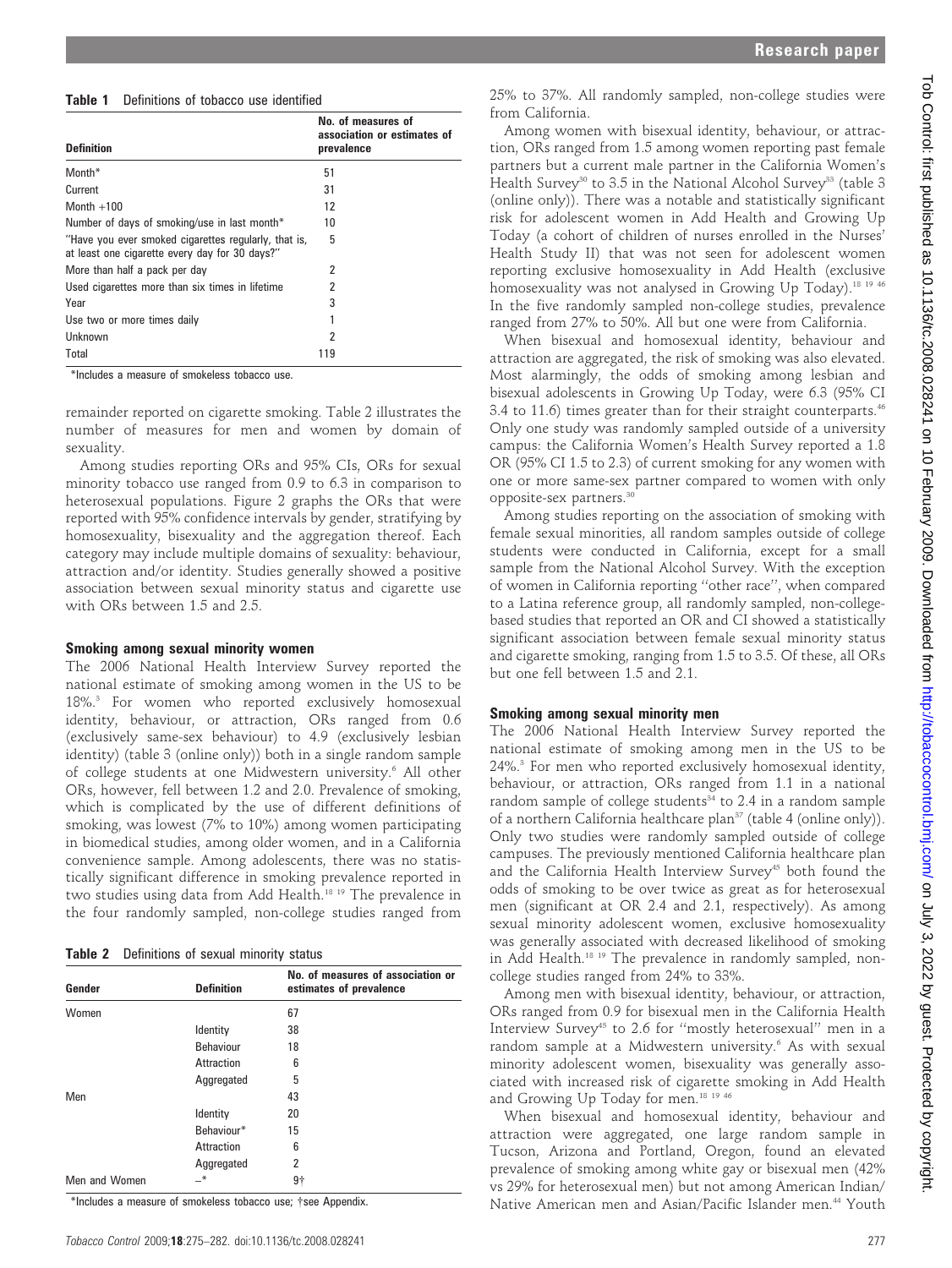**Table 1** Definitions of tobacco use identified

| Definition | No. of measures of association or estimates of prevalence |
|---|---|
| Month* | 51 |
| Current | 31 |
| Month +100 | 12 |
| Number of days of smoking/use in last month* | 10 |
| "Have you ever smoked cigarettes regularly, that is, at least one cigarette every day for 30 days?" | 5 |
| More than half a pack per day | 2 |
| Used cigarettes more than six times in lifetime | 2 |
| Year | 3 |
| Use two or more times daily | 1 |
| Unknown | 2 |
| Total | 119 |

*Includes a measure of smokeless tobacco use.

remainder reported on cigarette smoking. Table 2 illustrates the number of measures for men and women by domain of sexuality.

Among studies reporting ORs and 95% CIs, ORs for sexual minority tobacco use ranged from 0.9 to 6.3 in comparison to heterosexual populations. Figure 2 graphs the ORs that were reported with 95% confidence intervals by gender, stratifying by homosexuality, bisexuality and the aggregation thereof. Each category may include multiple domains of sexuality: behaviour, attraction and/or identity. Studies generally showed a positive association between sexual minority status and cigarette use with ORs between 1.5 and 2.5.

### Smoking among sexual minority women

The 2006 National Health Interview Survey reported the national estimate of smoking among women in the US to be 18%.[3] For women who reported exclusively homosexual identity, behaviour, or attraction, ORs ranged from 0.6 (exclusively same-sex behaviour) to 4.9 (exclusively lesbian identity) (table 3 (online only)) both in a single random sample of college students at one Midwestern university.[6] All other ORs, however, fell between 1.2 and 2.0. Prevalence of smoking, which is complicated by the use of different definitions of smoking, was lowest (7% to 10%) among women participating in biomedical studies, among older women, and in a California convenience sample. Among adolescents, there was no statistically significant difference in smoking prevalence reported in two studies using data from Add Health.[18 19] The prevalence in the four randomly sampled, non-college studies ranged from 25% to 37%. All randomly sampled, non-college studies were from California.

**Table 2** Definitions of sexual minority status

| Gender | Definition | No. of measures of association or estimates of prevalence |
|---|---|---|
| Women | | 67 |
| | Identity | 38 |
| | Behaviour | 18 |
| | Attraction | 6 |
| | Aggregated | 5 |
| Men | | 43 |
| | Identity | 20 |
| | Behaviour* | 15 |
| | Attraction | 6 |
| | Aggregated | 2 |
| Men and Women | –* | 9† |

*Includes a measure of smokeless tobacco use; †see Appendix.

Among women with bisexual identity, behaviour, or attraction, ORs ranged from 1.5 among women reporting past female partners but a current male partner in the California Women's Health Survey[30] to 3.5 in the National Alcohol Survey[33] (table 3 (online only)). There was a notable and statistically significant risk for adolescent women in Add Health and Growing Up Today (a cohort of children of nurses enrolled in the Nurses' Health Study II) that was not seen for adolescent women reporting exclusive homosexuality in Add Health (exclusive homosexuality was not analysed in Growing Up Today).[18 19 46] In the five randomly sampled non-college studies, prevalence ranged from 27% to 50%. All but one were from California.

When bisexual and homosexual identity, behaviour and attraction are aggregated, the risk of smoking was also elevated. Most alarmingly, the odds of smoking among lesbian and bisexual adolescents in Growing Up Today, were 6.3 (95% CI 3.4 to 11.6) times greater than for their straight counterparts.[46] Only one study was randomly sampled outside of a university campus: the California Women's Health Survey reported a 1.8 OR (95% CI 1.5 to 2.3) of current smoking for any women with one or more same-sex partner compared to women with only opposite-sex partners.[30]

Among studies reporting on the association of smoking with female sexual minorities, all random samples outside of college students were conducted in California, except for a small sample from the National Alcohol Survey. With the exception of women in California reporting "other race", when compared to a Latina reference group, all randomly sampled, non-college-based studies that reported an OR and CI showed a statistically significant association between female sexual minority status and cigarette smoking, ranging from 1.5 to 3.5. Of these, all ORs but one fell between 1.5 and 2.1.

### Smoking among sexual minority men

The 2006 National Health Interview Survey reported the national estimate of smoking among men in the US to be 24%.[3] For men who reported exclusively homosexual identity, behaviour, or attraction, ORs ranged from 1.1 in a national random sample of college students[34] to 2.4 in a random sample of a northern California healthcare plan[37] (table 4 (online only)). Only two studies were randomly sampled outside of college campuses. The previously mentioned California healthcare plan and the California Health Interview Survey[45] both found the odds of smoking to be over twice as great as for heterosexual men (significant at OR 2.4 and 2.1, respectively). As among sexual minority adolescent women, exclusive homosexuality was generally associated with decreased likelihood of smoking in Add Health.[18 19] The prevalence in randomly sampled, non-college studies ranged from 24% to 33%.

Among men with bisexual identity, behaviour, or attraction, ORs ranged from 0.9 for bisexual men in the California Health Interview Survey[45] to 2.6 for "mostly heterosexual" men in a random sample at a Midwestern university.[6] As with sexual minority adolescent women, bisexuality was generally associated with increased risk of cigarette smoking in Add Health and Growing Up Today for men.[18 19 46]

When bisexual and homosexual identity, behaviour and attraction were aggregated, one large random sample in Tucson, Arizona and Portland, Oregon, found an elevated prevalence of smoking among white gay or bisexual men (42% vs 29% for heterosexual men) but not among American Indian/Native American men and Asian/Pacific Islander men.[44] Youth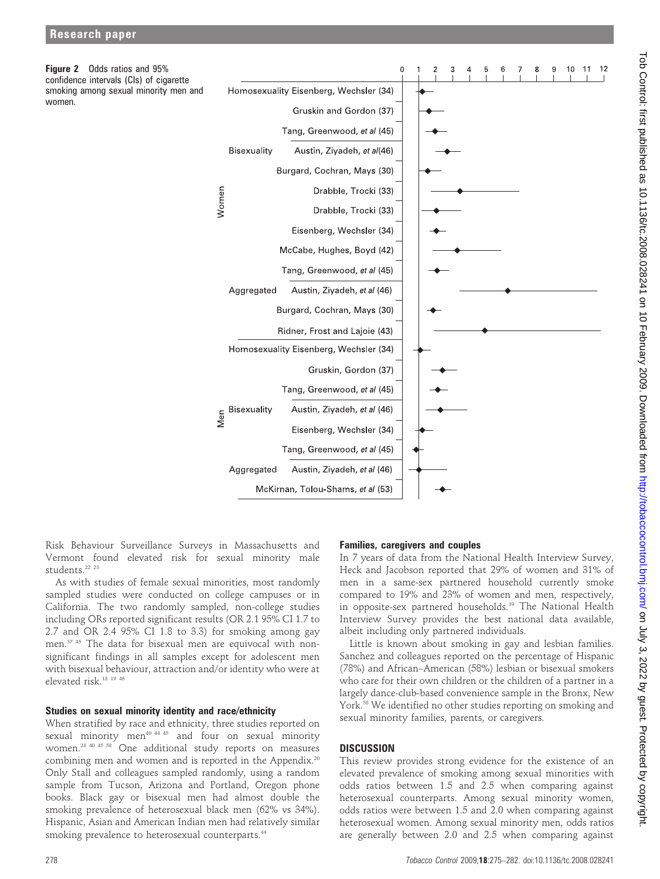**Figure 2** Odds ratios and 95% confidence intervals (CIs) of cigarette smoking among sexual minority men and women.

| Sex | Category | Study |
|---|---|---|
| Women | Homosexuality | Eisenberg, Wechsler (34) |
| | | Gruskin and Gordon (37) |
| | | Tang, Greenwood, *et al* (45) |
| | Bisexuality | Austin, Ziyadeh, *et al*(46) |
| | | Burgard, Cochran, Mays (30) |
| | | Drabble, Trocki (33) |
| | | Drabble, Trocki (33) |
| | | Eisenberg, Wechsler (34) |
| | | McCabe, Hughes, Boyd (42) |
| | | Tang, Greenwood, *et al* (45) |
| | Aggregated | Austin, Ziyadeh, *et al* (46) |
| | | Burgard, Cochran, Mays (30) |
| | | Ridner, Frost and Lajoie (43) |
| Men | Homosexuality | Eisenberg, Wechsler (34) |
| | | Gruskin, Gordon (37) |
| | | Tang, Greenwood, *et al* (45) |
| | Bisexuality | Austin, Ziyadeh, *et al* (46) |
| | | Eisenberg, Wechsler (34) |
| | | Tang, Greenwood, *et al* (45) |
| | Aggregated | Austin, Ziyadeh, *et al* (46) |
| | | McKirnan, Tolou-Shams, *et al* (53) |

Risk Behaviour Surveillance Surveys in Massachusetts and Vermont found elevated risk for sexual minority male students.[22 23]

As with studies of female sexual minorities, most randomly sampled studies were conducted on college campuses or in California. The two randomly sampled, non-college studies including ORs reported significant results (OR 2.1 95% CI 1.7 to 2.7 and OR 2.4 95% CI 1.8 to 3.3) for smoking among gay men.[37 45] The data for bisexual men are equivocal with non-significant findings in all samples except for adolescent men with bisexual behaviour, attraction and/or identity who were at elevated risk.[18 19 46]

### Studies on sexual minority identity and race/ethnicity

When stratified by race and ethnicity, three studies reported on sexual minority men[40 44 45] and four on sexual minority women.[28 40 45 58] One additional study reports on measures combining men and women and is reported in the Appendix.[20] Only Stall and colleagues sampled randomly, using a random sample from Tucson, Arizona and Portland, Oregon phone books. Black gay or bisexual men had almost double the smoking prevalence of heterosexual black men (62% vs 34%). Hispanic, Asian and American Indian men had relatively similar smoking prevalence to heterosexual counterparts.[44]

### Families, caregivers and couples

In 7 years of data from the National Health Interview Survey, Heck and Jacobson reported that 29% of women and 31% of men in a same-sex partnered household currently smoke compared to 19% and 23% of women and men, respectively, in opposite-sex partnered households.[39] The National Health Interview Survey provides the best national data available, albeit including only partnered individuals.

Little is known about smoking in gay and lesbian families. Sanchez and colleagues reported on the percentage of Hispanic (78%) and African–American (58%) lesbian or bisexual smokers who care for their own children or the children of a partner in a largely dance-club-based convenience sample in the Bronx, New York.[58] We identified no other studies reporting on smoking and sexual minority families, parents, or caregivers.

## DISCUSSION

This review provides strong evidence for the existence of an elevated prevalence of smoking among sexual minorities with odds ratios between 1.5 and 2.5 when comparing against heterosexual counterparts. Among sexual minority women, odds ratios were between 1.5 and 2.0 when comparing against heterosexual women. Among sexual minority men, odds ratios are generally between 2.0 and 2.5 when comparing against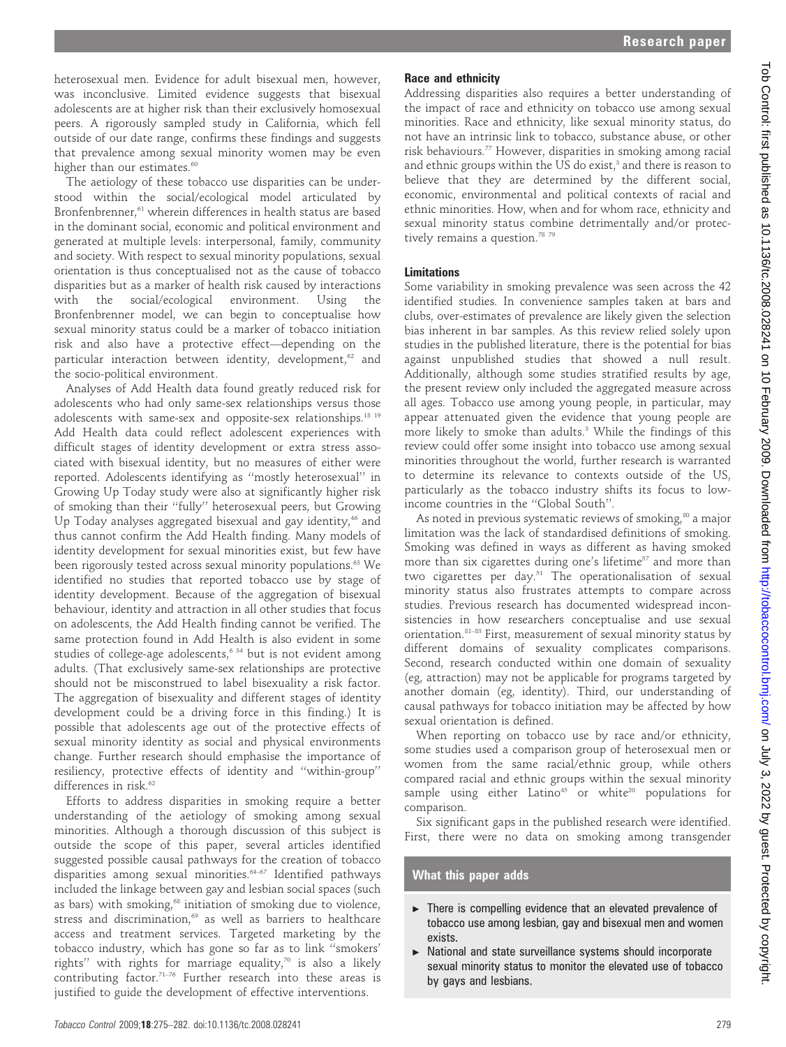heterosexual men. Evidence for adult bisexual men, however, was inconclusive. Limited evidence suggests that bisexual adolescents are at higher risk than their exclusively homosexual peers. A rigorously sampled study in California, which fell outside of our date range, confirms these findings and suggests that prevalence among sexual minority women may be even higher than our estimates.[60]

The aetiology of these tobacco use disparities can be understood within the social/ecological model articulated by Bronfenbrenner,[61] wherein differences in health status are based in the dominant social, economic and political environment and generated at multiple levels: interpersonal, family, community and society. With respect to sexual minority populations, sexual orientation is thus conceptualised not as the cause of tobacco disparities but as a marker of health risk caused by interactions with the social/ecological environment. Using the Bronfenbrenner model, we can begin to conceptualise how sexual minority status could be a marker of tobacco initiation risk and also have a protective effect—depending on the particular interaction between identity, development,[62] and the socio-political environment.

Analyses of Add Health data found greatly reduced risk for adolescents who had only same-sex relationships versus those adolescents with same-sex and opposite-sex relationships.[18 19] Add Health data could reflect adolescent experiences with difficult stages of identity development or extra stress associated with bisexual identity, but no measures of either were reported. Adolescents identifying as "mostly heterosexual" in Growing Up Today study were also at significantly higher risk of smoking than their "fully" heterosexual peers, but Growing Up Today analyses aggregated bisexual and gay identity,[46] and thus cannot confirm the Add Health finding. Many models of identity development for sexual minorities exist, but few have been rigorously tested across sexual minority populations.[63] We identified no studies that reported tobacco use by stage of identity development. Because of the aggregation of bisexual behaviour, identity and attraction in all other studies that focus on adolescents, the Add Health finding cannot be verified. The same protection found in Add Health is also evident in some studies of college-age adolescents,[6 34] but is not evident among adults. (That exclusively same-sex relationships are protective should not be misconstrued to label bisexuality a risk factor. The aggregation of bisexuality and different stages of identity development could be a driving force in this finding.) It is possible that adolescents age out of the protective effects of sexual minority identity as social and physical environments change. Further research should emphasise the importance of resiliency, protective effects of identity and "within-group" differences in risk.[62]

Efforts to address disparities in smoking require a better understanding of the aetiology of smoking among sexual minorities. Although a thorough discussion of this subject is outside the scope of this paper, several articles identified suggested possible causal pathways for the creation of tobacco disparities among sexual minorities.[64–67] Identified pathways included the linkage between gay and lesbian social spaces (such as bars) with smoking,[68] initiation of smoking due to violence, stress and discrimination,[69] as well as barriers to healthcare access and treatment services. Targeted marketing by the tobacco industry, which has gone so far as to link "smokers' rights" with rights for marriage equality,[70] is also a likely contributing factor.[71–76] Further research into these areas is justified to guide the development of effective interventions.

### Race and ethnicity

Addressing disparities also requires a better understanding of the impact of race and ethnicity on tobacco use among sexual minorities. Race and ethnicity, like sexual minority status, do not have an intrinsic link to tobacco, substance abuse, or other risk behaviours.[77] However, disparities in smoking among racial and ethnic groups within the US do exist,[3] and there is reason to believe that they are determined by the different social, economic, environmental and political contexts of racial and ethnic minorities. How, when and for whom race, ethnicity and sexual minority status combine detrimentally and/or protectively remains a question.[78 79]

### Limitations

Some variability in smoking prevalence was seen across the 42 identified studies. In convenience samples taken at bars and clubs, over-estimates of prevalence are likely given the selection bias inherent in bar samples. As this review relied solely upon studies in the published literature, there is the potential for bias against unpublished studies that showed a null result. Additionally, although some studies stratified results by age, the present review only included the aggregated measure across all ages. Tobacco use among young people, in particular, may appear attenuated given the evidence that young people are more likely to smoke than adults.[3] While the findings of this review could offer some insight into tobacco use among sexual minorities throughout the world, further research is warranted to determine its relevance to contexts outside of the US, particularly as the tobacco industry shifts its focus to low-income countries in the "Global South".

As noted in previous systematic reviews of smoking,[80] a major limitation was the lack of standardised definitions of smoking. Smoking was defined in ways as different as having smoked more than six cigarettes during one's lifetime[57] and more than two cigarettes per day.[51] The operationalisation of sexual minority status also frustrates attempts to compare across studies. Previous research has documented widespread inconsistencies in how researchers conceptualise and use sexual orientation.[81–83] First, measurement of sexual minority status by different domains of sexuality complicates comparisons. Second, research conducted within one domain of sexuality (eg, attraction) may not be applicable for programs targeted by another domain (eg, identity). Third, our understanding of causal pathways for tobacco initiation may be affected by how sexual orientation is defined.

When reporting on tobacco use by race and/or ethnicity, some studies used a comparison group of heterosexual men or women from the same racial/ethnic group, while others compared racial and ethnic groups within the sexual minority sample using either Latino[45] or white[20] populations for comparison.

Six significant gaps in the published research were identified. First, there were no data on smoking among transgender

### What this paper adds

- There is compelling evidence that an elevated prevalence of tobacco use among lesbian, gay and bisexual men and women exists.
- National and state surveillance systems should incorporate sexual minority status to monitor the elevated use of tobacco by gays and lesbians.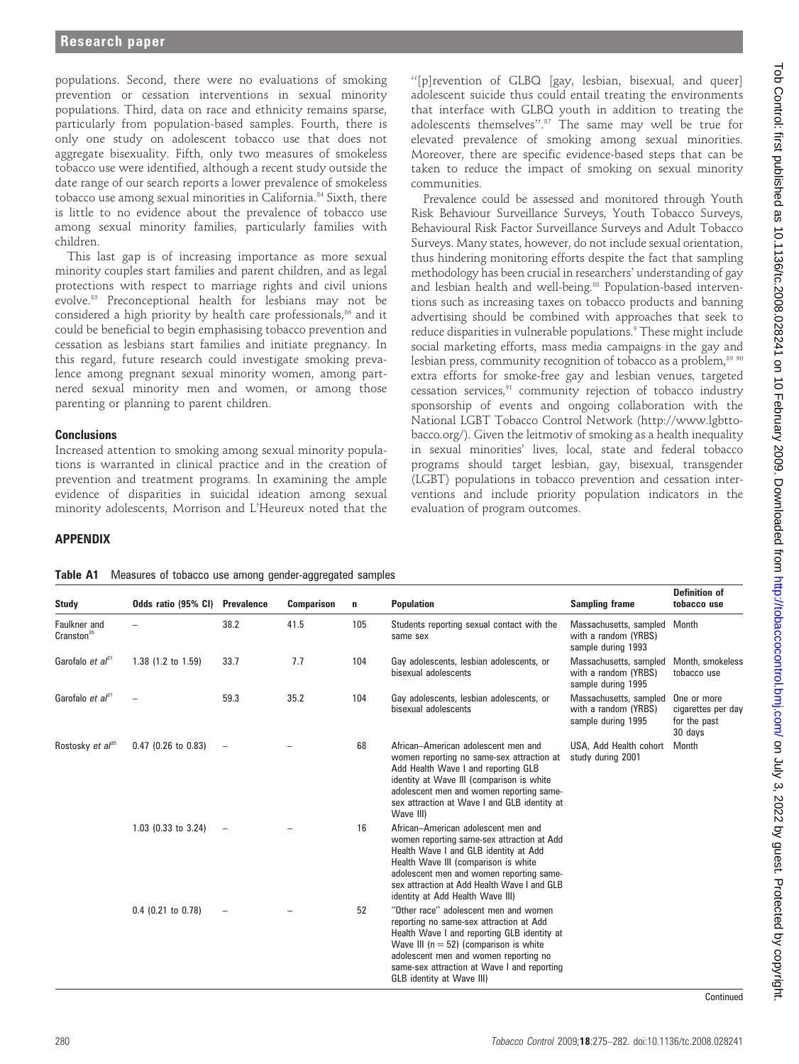populations. Second, there were no evaluations of smoking prevention or cessation interventions in sexual minority populations. Third, data on race and ethnicity remains sparse, particularly from population-based samples. Fourth, there is only one study on adolescent tobacco use that does not aggregate bisexuality. Fifth, only two measures of smokeless tobacco use were identified, although a recent study outside the date range of our search reports a lower prevalence of smokeless tobacco use among sexual minorities in California.[84] Sixth, there is little to no evidence about the prevalence of tobacco use among sexual minority families, particularly families with children.

This last gap is of increasing importance as more sexual minority couples start families and parent children, and as legal protections with respect to marriage rights and civil unions evolve.[85] Preconceptional health for lesbians may not be considered a high priority by health care professionals,[86] and it could be beneficial to begin emphasising tobacco prevention and cessation as lesbians start families and initiate pregnancy. In this regard, future research could investigate smoking prevalence among pregnant sexual minority women, among partnered sexual minority men and women, or among those parenting or planning to parent children.

## Conclusions

Increased attention to smoking among sexual minority populations is warranted in clinical practice and in the creation of prevention and treatment programs. In examining the ample evidence of disparities in suicidal ideation among sexual minority adolescents, Morrison and L'Heureux noted that the "[p]revention of GLBQ [gay, lesbian, bisexual, and queer] adolescent suicide thus could entail treating the environments that interface with GLBQ youth in addition to treating the adolescents themselves".[87] The same may well be true for elevated prevalence of smoking among sexual minorities. Moreover, there are specific evidence-based steps that can be taken to reduce the impact of smoking on sexual minority communities.

Prevalence could be assessed and monitored through Youth Risk Behaviour Surveillance Surveys, Youth Tobacco Surveys, Behavioural Risk Factor Surveillance Surveys and Adult Tobacco Surveys. Many states, however, do not include sexual orientation, thus hindering monitoring efforts despite the fact that sampling methodology has been crucial in researchers' understanding of gay and lesbian health and well-being.[88] Population-based interventions such as increasing taxes on tobacco products and banning advertising should be combined with approaches that seek to reduce disparities in vulnerable populations.[9] These might include social marketing efforts, mass media campaigns in the gay and lesbian press, community recognition of tobacco as a problem,[89,90] extra efforts for smoke-free gay and lesbian venues, targeted cessation services,[91] community rejection of tobacco industry sponsorship of events and ongoing collaboration with the National LGBT Tobacco Control Network (http://www.lgbttobacco.org/). Given the leitmotiv of smoking as a health inequality in sexual minorities' lives, local, state and federal tobacco programs should target lesbian, gay, bisexual, transgender (LGBT) populations in tobacco prevention and cessation interventions and include priority population indicators in the evaluation of program outcomes.

## APPENDIX

**Table A1** Measures of tobacco use among gender-aggregated samples

| Study | Odds ratio (95% CI) | Prevalence | Comparison | n | Population | Sampling frame | Definition of tobacco use |
|---|---|---|---|---|---|---|---|
| Faulkner and Cranston[35] | – | 38.2 | 41.5 | 105 | Students reporting sexual contact with the same sex | Massachusetts, sampled with a random (YRBS) sample during 1993 | Month |
| Garofalo *et al*[21] | 1.38 (1.2 to 1.59) | 33.7 | 7.7 | 104 | Gay adolescents, lesbian adolescents, or bisexual adolescents | Massachusetts, sampled with a random (YRBS) sample during 1995 | Month, smokeless tobacco use |
| Garofalo *et al*[21] | – | 59.3 | 35.2 | 104 | Gay adolescents, lesbian adolescents, or bisexual adolescents | Massachusetts, sampled with a random (YRBS) sample during 1995 | One or more cigarettes per day for the past 30 days |
| Rostosky *et al*[20] | 0.47 (0.26 to 0.83) | – | – | 68 | African–American adolescent men and women reporting no same-sex attraction at Add Health Wave I and reporting GLB identity at Wave III (comparison is white adolescent men and women reporting same-sex attraction at Wave I and GLB identity at Wave III) | USA, Add Health cohort study during 2001 | Month |
| | 1.03 (0.33 to 3.24) | – | – | 16 | African–American adolescent men and women reporting same-sex attraction at Add Health Wave I and GLB identity at Add Health Wave III (comparison is white adolescent men and women reporting same-sex attraction at Add Health Wave I and GLB identity at Add Health Wave III) | | |
| | 0.4 (0.21 to 0.78) | – | – | 52 | "Other race" adolescent men and women reporting no same-sex attraction at Add Health Wave I and reporting GLB identity at Wave III (n = 52) (comparison is white adolescent men and women reporting no same-sex attraction at Wave I and reporting GLB identity at Wave III) | | |

Continued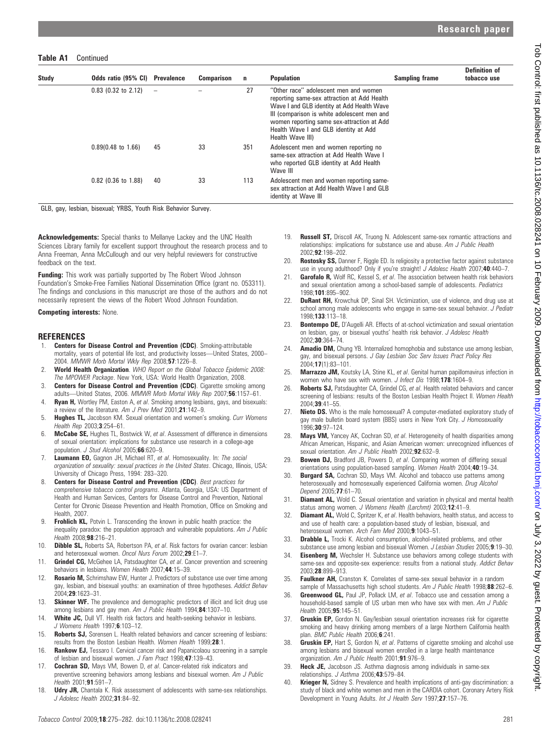**Table A1** Continued

| Study | Odds ratio (95% CI) | Prevalence | Comparison | n | Population | Sampling frame | Definition of tobacco use |
|---|---|---|---|---|---|---|---|
| | 0.83 (0.32 to 2.12) | – | – | 27 | "Other race" adolescent men and women reporting same-sex attraction at Add Health Wave I and GLB identity at Add Health Wave III (comparison is white adolescent men and women reporting same sex-attraction at Add Health Wave I and GLB identity at Add Health Wave III) | | |
| | 0.89(0.48 to 1.66) | 45 | 33 | 351 | Adolescent men and women reporting no same-sex attraction at Add Health Wave I who reported GLB identity at Add Health Wave III | | |
| | 0.82 (0.36 to 1.88) | 40 | 33 | 113 | Adolescent men and women reporting same-sex attraction at Add Health Wave I and GLB identity at Wave III | | |

GLB, gay, lesbian, bisexual; YRBS, Youth Risk Behavior Survey.

**Acknowledgements:** Special thanks to Mellanye Lackey and the UNC Health Sciences Library family for excellent support throughout the research process and to Anna Freeman, Anna McCullough and our very helpful reviewers for constructive feedback on the text.

**Funding:** This work was partially supported by The Robert Wood Johnson Foundation's Smoke-Free Families National Dissemination Office (grant no. 053311). The findings and conclusions in this manuscript are those of the authors and do not necessarily represent the views of the Robert Wood Johnson Foundation.

**Competing interests:** None.

## REFERENCES

1. **Centers for Disease Control and Prevention (CDC)**. Smoking-attributable mortality, years of potential life lost, and productivity losses—United States, 2000–2004. *MMWR Morb Mortal Wkly Rep* 2008;**57**:1226–8.
2. **World Health Organization**. *WHO Report on the Global Tobacco Epidemic 2008: The MPOWER Package*. New York, USA: World Health Organization, 2008.
3. **Centers for Disease Control and Prevention (CDC)**. Cigarette smoking among adults—United States, 2006. *MMWR Morb Mortal Wkly Rep* 2007;**56**:1157–61.
4. **Ryan H,** Wortley PM, Easton A, *et al*. Smoking among lesbians, gays, and bisexuals: a review of the literature. *Am J Prev Med* 2001;**21**:142–9.
5. **Hughes TL,** Jacobson KM. Sexual orientation and women's smoking. *Curr Womens Health Rep* 2003;**3**:254–61.
6. **McCabe SE,** Hughes TL, Bostwick W, *et al*. Assessment of difference in dimensions of sexual orientation: implications for substance use research in a college-age population. *J Stud Alcohol* 2005;**66**:620–9.
7. **Laumann EO,** Gagnon JH, Michael RT, *et al*. Homosexuality. In: *The social organization of sexuality: sexual practices in the United States*. Chicago, Illinois, USA: University of Chicago Press, 1994: 283–320.
8. **Centers for Disease Control and Prevention (CDC)**. *Best practices for comprehensive tobacco control programs*. Atlanta, Georgia, USA: US Department of Health and Human Services, Centers for Disease Control and Prevention, National Center for Chronic Disease Prevention and Health Promotion, Office on Smoking and Health, 2007.
9. **Frohlich KL,** Potvin L. Transcending the known in public health practice: the inequality paradox: the population approach and vulnerable populations. *Am J Public Health* 2008;**98**:216–21.
10. **Dibble SL,** Roberts SA, Robertson PA, *et al*. Risk factors for ovarian cancer: lesbian and heterosexual women. *Oncol Nurs Forum* 2002;**29**:E1–7.
11. **Grindel CG,** McGehee LA, Patsdaughter CA, *et al*. Cancer prevention and screening behaviors in lesbians. *Women Health* 2007;**44**:15–39.
12. **Rosario M,** Schrimshaw EW, Hunter J. Predictors of substance use over time among gay, lesbian, and bisexual youths: an examination of three hypotheses. *Addict Behav* 2004;**29**:1623–31.
13. **Skinner WF.** The prevalence and demographic predictors of illicit and licit drug use among lesbians and gay men. *Am J Public Health* 1994;**84**:1307–10.
14. **White JC,** Dull VT. Health risk factors and health-seeking behavior in lesbians. *J Womens Health* 1997;**6**:103–12.
15. **Roberts SJ,** Sorensen L. Health related behaviors and cancer screening of lesbians: results from the Boston Lesbian Health. *Women Health* 1999;**28**:1.
16. **Rankow EJ,** Tessaro I. Cervical cancer risk and Papanicolaou screening in a sample of lesbian and bisexual women. *J Fam Pract* 1998;**47**:139–43.
17. **Cochran SD,** Mays VM, Bowen D, *et al*. Cancer-related risk indicators and preventive screening behaviors among lesbians and bisexual women. *Am J Public Health* 2001;**91**:591–7.
18. **Udry JR,** Chantala K. Risk assessment of adolescents with same-sex relationships. *J Adolesc Health* 2002;**31**:84–92.
19. **Russell ST,** Driscoll AK, Truong N. Adolescent same-sex romantic attractions and relationships: implications for substance use and abuse. *Am J Public Health* 2002;**92**:198–202.
20. **Rostosky SS,** Danner F, Riggle ED. Is religiosity a protective factor against substance use in young adulthood? Only if you're straight! *J Adolesc Health* 2007;**40**:440–7.
21. **Garofalo R,** Wolf RC, Kessel S, *et al*. The association between health risk behaviors and sexual orientation among a school-based sample of adolescents. *Pediatrics* 1998;**101**:895–902.
22. **DuRant RH,** Krowchuk DP, Sinal SH. Victimization, use of violence, and drug use at school among male adolescents who engage in same-sex sexual behavior. *J Pediatr* 1998;**133**:113–18.
23. **Bontempo DE,** D'Augelli AR. Effects of at-school victimization and sexual orientation on lesbian, gay, or bisexual youths' health risk behavior. *J Adolesc Health* 2002;**30**:364–74.
24. **Amadio DM,** Chung YB. Internalized homophobia and substance use among lesbian, gay, and bisexual persons. *J Gay Lesbian Soc Serv Issues Pract Policy Res* 2004;**17**(1):83–101.
25. **Marrazzo JM,** Koutsky LA, Stine KL, *et al*. Genital human papillomavirus infection in women who have sex with women. *J Infect Dis* 1998;**178**:1604–9.
26. **Roberts SJ,** Patsdaughter CA, Grindel CG, *et al*. Health related behaviors and cancer screening of lesbians: results of the Boston Lesbian Health Project II. *Women Health* 2004;**39**:41–55.
27. **Nieto DS.** Who is the male homosexual? A computer-mediated exploratory study of gay male bulletin board system (BBS) users in New York City. *J Homosexuality* 1996;**30**:97–124.
28. **Mays VM,** Yancey AK, Cochran SD, *et al*. Heterogeneity of health disparities among African American, Hispanic, and Asian American women: unrecognized influences of sexual orientation. *Am J Public Health* 2002;**92**:632–9.
29. **Bowen DJ,** Bradford JB, Powers D, *et al*. Comparing women of differing sexual orientations using population-based sampling. *Women Health* 2004;**40**:19–34.
30. **Burgard SA,** Cochran SD, Mays VM. Alcohol and tobacco use patterns among heterosexually and homosexually experienced California women. *Drug Alcohol Depend* 2005;**77**:61–70.
31. **Diamant AL,** Wold C. Sexual orientation and variation in physical and mental health status among women. *J Womens Health (Larchmt)* 2003;**12**:41–9.
32. **Diamant AL,** Wold C, Spritzer K, *et al*. Health behaviors, health status, and access to and use of health care: a population-based study of lesbian, bisexual, and heterosexual women. *Arch Fam Med* 2000;**9**:1043–51.
33. **Drabble L,** Trocki K. Alcohol consumption, alcohol-related problems, and other substance use among lesbian and bisexual Women. *J Lesbian Studies* 2005;**9**:19–30.
34. **Eisenberg M,** Wechsler H. Substance use behaviors among college students with same-sex and opposite-sex experience: results from a national study. *Addict Behav* 2003;**28**:899–913.
35. **Faulkner AH,** Cranston K. Correlates of same-sex sexual behavior in a random sample of Massachusetts high school students. *Am J Public Health* 1998;**88**:262–6.
36. **Greenwood GL,** Paul JP, Pollack LM, *et al*. Tobacco use and cessation among a household-based sample of US urban men who have sex with men. *Am J Public Health* 2005;**95**:145–51.
37. **Gruskin EP,** Gordon N. Gay/lesbian sexual orientation increases risk for cigarette smoking and heavy drinking among members of a large Northern California health plan. *BMC Public Health* 2006;**6**:241.
38. **Gruskin EP,** Hart S, Gordon N, *et al*. Patterns of cigarette smoking and alcohol use among lesbians and bisexual women enrolled in a large health maintenance organization. *Am J Public Health* 2001;**91**:976–9.
39. **Heck JE,** Jacobson JS. Asthma diagnosis among individuals in same-sex relationships. *J Asthma* 2006;**43**:579–84.
40. **Krieger N,** Sidney S. Prevalence and health implications of anti-gay discrimination: a study of black and white women and men in the CARDIA cohort. Coronary Artery Risk Development in Young Adults. *Int J Health Serv* 1997;**27**:157–76.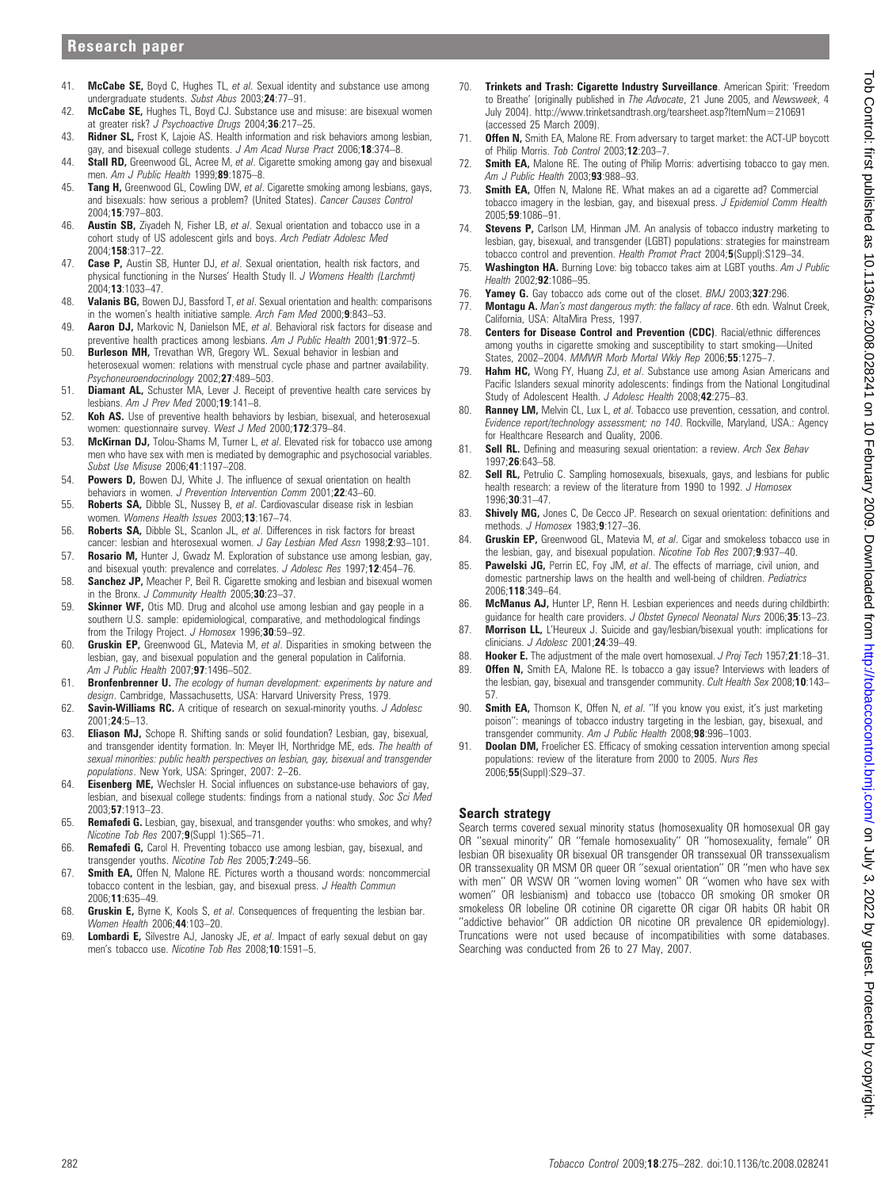41. **McCabe SE,** Boyd C, Hughes TL, *et al*. Sexual identity and substance use among undergraduate students. *Subst Abus* 2003;**24**:77–91.
42. **McCabe SE,** Hughes TL, Boyd CJ. Substance use and misuse: are bisexual women at greater risk? *J Psychoactive Drugs* 2004;**36**:217–25.
43. **Ridner SL,** Frost K, Lajoie AS. Health information and risk behaviors among lesbian, gay, and bisexual college students. *J Am Acad Nurse Pract* 2006;**18**:374–8.
44. **Stall RD,** Greenwood GL, Acree M, *et al*. Cigarette smoking among gay and bisexual men. *Am J Public Health* 1999;**89**:1875–8.
45. **Tang H,** Greenwood GL, Cowling DW, *et al*. Cigarette smoking among lesbians, gays, and bisexuals: how serious a problem? (United States). *Cancer Causes Control* 2004;**15**:797–803.
46. **Austin SB,** Ziyadeh N, Fisher LB, *et al*. Sexual orientation and tobacco use in a cohort study of US adolescent girls and boys. *Arch Pediatr Adolesc Med* 2004;**158**:317–22.
47. **Case P,** Austin SB, Hunter DJ, *et al*. Sexual orientation, health risk factors, and physical functioning in the Nurses' Health Study II. *J Womens Health (Larchmt)* 2004;**13**:1033–47.
48. **Valanis BG,** Bowen DJ, Bassford T, *et al*. Sexual orientation and health: comparisons in the women's health initiative sample. *Arch Fam Med* 2000;**9**:843–53.
49. **Aaron DJ,** Markovic N, Danielson ME, *et al*. Behavioral risk factors for disease and preventive health practices among lesbians. *Am J Public Health* 2001;**91**:972–5.
50. **Burleson MH,** Trevathan WR, Gregory WL. Sexual behavior in lesbian and heterosexual women: relations with menstrual cycle phase and partner availability. *Psychoneuroendocrinology* 2002;**27**:489–503.
51. **Diamant AL,** Schuster MA, Lever J. Receipt of preventive health care services by lesbians. *Am J Prev Med* 2000;**19**:141–8.
52. **Koh AS.** Use of preventive health behaviors by lesbian, bisexual, and heterosexual women: questionnaire survey. *West J Med* 2000;**172**:379–84.
53. **McKirnan DJ,** Tolou-Shams M, Turner L, *et al*. Elevated risk for tobacco use among men who have sex with men is mediated by demographic and psychosocial variables. *Subst Use Misuse* 2006;**41**:1197–208.
54. **Powers D,** Bowen DJ, White J. The influence of sexual orientation on health behaviors in women. *J Prevention Intervention Comm* 2001;**22**:43–60.
55. **Roberts SA,** Dibble SL, Nussey B, *et al*. Cardiovascular disease risk in lesbian women. *Womens Health Issues* 2003;**13**:167–74.
56. **Roberts SA,** Dibble SL, Scanlon JL, *et al*. Differences in risk factors for breast cancer: lesbian and hterosexual women. *J Gay Lesbian Med Assn* 1998;**2**:93–101.
57. **Rosario M,** Hunter J, Gwadz M. Exploration of substance use among lesbian, gay, and bisexual youth: prevalence and correlates. *J Adolesc Res* 1997;**12**:454–76.
58. **Sanchez JP,** Meacher P, Beil R. Cigarette smoking and lesbian and bisexual women in the Bronx. *J Community Health* 2005;**30**:23–37.
59. **Skinner WF,** Otis MD. Drug and alcohol use among lesbian and gay people in a southern U.S. sample: epidemiological, comparative, and methodological findings from the Trilogy Project. *J Homosex* 1996;**30**:59–92.
60. **Gruskin EP,** Greenwood GL, Matevia M, *et al*. Disparities in smoking between the lesbian, gay, and bisexual population and the general population in California. *Am J Public Health* 2007;**97**:1496–502.
61. **Bronfenbrenner U.** *The ecology of human development: experiments by nature and design*. Cambridge, Massachusetts, USA: Harvard University Press, 1979.
62. **Savin-Williams RC.** A critique of research on sexual-minority youths. *J Adolesc* 2001;**24**:5–13.
63. **Eliason MJ,** Schope R. Shifting sands or solid foundation? Lesbian, gay, bisexual, and transgender identity formation. In: Meyer IH, Northridge ME, eds. *The health of sexual minorities: public health perspectives on lesbian, gay, bisexual and transgender populations*. New York, USA: Springer, 2007: 2–26.
64. **Eisenberg ME,** Wechsler H. Social influences on substance-use behaviors of gay, lesbian, and bisexual college students: findings from a national study. *Soc Sci Med* 2003;**57**:1913–23.
65. **Remafedi G.** Lesbian, gay, bisexual, and transgender youths: who smokes, and why? *Nicotine Tob Res* 2007;**9**(Suppl 1):S65–71.
66. **Remafedi G,** Carol H. Preventing tobacco use among lesbian, gay, bisexual, and transgender youths. *Nicotine Tob Res* 2005;**7**:249–56.
67. **Smith EA,** Offen N, Malone RE. Pictures worth a thousand words: noncommercial tobacco content in the lesbian, gay, and bisexual press. *J Health Commun* 2006;**11**:635–49.
68. **Gruskin E,** Byrne K, Kools S, *et al*. Consequences of frequenting the lesbian bar. *Women Health* 2006;**44**:103–20.
69. **Lombardi E,** Silvestre AJ, Janosky JE, *et al*. Impact of early sexual debut on gay men's tobacco use. *Nicotine Tob Res* 2008;**10**:1591–5.
70. **Trinkets and Trash: Cigarette Industry Surveillance**. American Spirit: 'Freedom to Breathe' (originally published in *The Advocate*, 21 June 2005, and *Newsweek*, 4 July 2004). http://www.trinketsandtrash.org/tearsheet.asp?ItemNum=210691 (accessed 25 March 2009).
71. **Offen N,** Smith EA, Malone RE. From adversary to target market: the ACT-UP boycott of Philip Morris. *Tob Control* 2003;**12**:203–7.
72. **Smith EA,** Malone RE. The outing of Philip Morris: advertising tobacco to gay men. *Am J Public Health* 2003;**93**:988–93.
73. **Smith EA,** Offen N, Malone RE. What makes an ad a cigarette ad? Commercial tobacco imagery in the lesbian, gay, and bisexual press. *J Epidemiol Comm Health* 2005;**59**:1086–91.
74. **Stevens P,** Carlson LM, Hinman JM. An analysis of tobacco industry marketing to lesbian, gay, bisexual, and transgender (LGBT) populations: strategies for mainstream tobacco control and prevention. *Health Promot Pract* 2004;**5**(Suppl):S129–34.
75. **Washington HA.** Burning Love: big tobacco takes aim at LGBT youths. *Am J Public Health* 2002;**92**:1086–95.
76. **Yamey G.** Gay tobacco ads come out of the closet. *BMJ* 2003;**327**:296.
77. **Montagu A.** *Man's most dangerous myth: the fallacy of race*. 6th edn. Walnut Creek, California, USA: AltaMira Press, 1997.
78. **Centers for Disease Control and Prevention (CDC)**. Racial/ethnic differences among youths in cigarette smoking and susceptibility to start smoking—United States, 2002–2004. *MMWR Morb Mortal Wkly Rep* 2006;**55**:1275–7.
79. **Hahm HC,** Wong FY, Huang ZJ, *et al*. Substance use among Asian Americans and Pacific Islanders sexual minority adolescents: findings from the National Longitudinal Study of Adolescent Health. *J Adolesc Health* 2008;**42**:275–83.
80. **Ranney LM,** Melvin CL, Lux L, *et al*. Tobacco use prevention, cessation, and control. *Evidence report/technology assessment; no 140*. Rockville, Maryland, USA.: Agency for Healthcare Research and Quality, 2006.
81. **Sell RL.** Defining and measuring sexual orientation: a review. *Arch Sex Behav* 1997;**26**:643–58.
82. **Sell RL,** Petrulio C. Sampling homosexuals, bisexuals, gays, and lesbians for public health research: a review of the literature from 1990 to 1992. *J Homosex* 1996;**30**:31–47.
83. **Shively MG,** Jones C, De Cecco JP. Research on sexual orientation: definitions and methods. *J Homosex* 1983;**9**:127–36.
84. **Gruskin EP,** Greenwood GL, Matevia M, *et al*. Cigar and smokeless tobacco use in the lesbian, gay, and bisexual population. *Nicotine Tob Res* 2007;**9**:937–40.
85. **Pawelski JG,** Perrin EC, Foy JM, *et al*. The effects of marriage, civil union, and domestic partnership laws on the health and well-being of children. *Pediatrics* 2006;**118**:349–64.
86. **McManus AJ,** Hunter LP, Renn H. Lesbian experiences and needs during childbirth: guidance for health care providers. *J Obstet Gynecol Neonatal Nurs* 2006;**35**:13–23.
87. **Morrison LL,** L'Heureux J. Suicide and gay/lesbian/bisexual youth: implications for clinicians. *J Adolesc* 2001;**24**:39–49.
88. **Hooker E.** The adjustment of the male overt homosexual. *J Proj Tech* 1957;**21**:18–31.
89. **Offen N,** Smith EA, Malone RE. Is tobacco a gay issue? Interviews with leaders of the lesbian, gay, bisexual and transgender community. *Cult Health Sex* 2008;**10**:143–57.
90. **Smith EA,** Thomson K, Offen N, *et al*. "If you know you exist, it's just marketing poison": meanings of tobacco industry targeting in the lesbian, gay, bisexual, and transgender community. *Am J Public Health* 2008;**98**:996–1003.
91. **Doolan DM,** Froelicher ES. Efficacy of smoking cessation intervention among special populations: review of the literature from 2000 to 2005. *Nurs Res* 2006;**55**(Suppl):S29–37.

## Search strategy

Search terms covered sexual minority status (homosexuality OR homosexual OR gay OR "sexual minority" OR "female homosexuality" OR "homosexuality, female" OR lesbian OR bisexuality OR bisexual OR transgender OR transsexual OR transsexualism OR transsexuality OR MSM OR queer OR "sexual orientation" OR "men who have sex with men" OR WSW OR "women loving women" OR "women who have sex with women" OR lesbianism) and tobacco use (tobacco OR smoking OR smoker OR smokeless OR lobeline OR cotinine OR cigarette OR cigar OR habits OR habit OR "addictive behavior" OR addiction OR nicotine OR prevalence OR epidemiology). Truncations were not used because of incompatibilities with some databases. Searching was conducted from 26 to 27 May, 2007.